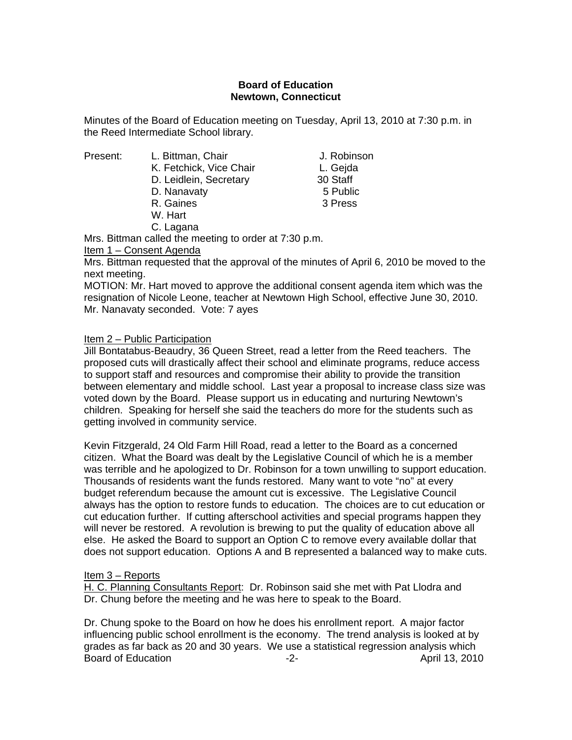**Board of Education**
**Newtown, Connecticut**

Minutes of the Board of Education meeting on Tuesday, April 13, 2010 at 7:30 p.m. in the Reed Intermediate School library.

Present: L. Bittman, Chair
K. Fetchick, Vice Chair
D. Leidlein, Secretary
D. Nanavaty
R. Gaines
W. Hart
C. Lagana
J. Robinson
L. Gejda
30 Staff
5 Public
3 Press

Mrs. Bittman called the meeting to order at 7:30 p.m.

Item 1 – Consent Agenda

Mrs. Bittman requested that the approval of the minutes of April 6, 2010 be moved to the next meeting.

MOTION: Mr. Hart moved to approve the additional consent agenda item which was the resignation of Nicole Leone, teacher at Newtown High School, effective June 30, 2010. Mr. Nanavaty seconded. Vote: 7 ayes

Item 2 – Public Participation

Jill Bontatabus-Beaudry, 36 Queen Street, read a letter from the Reed teachers. The proposed cuts will drastically affect their school and eliminate programs, reduce access to support staff and resources and compromise their ability to provide the transition between elementary and middle school. Last year a proposal to increase class size was voted down by the Board. Please support us in educating and nurturing Newtown's children. Speaking for herself she said the teachers do more for the students such as getting involved in community service.

Kevin Fitzgerald, 24 Old Farm Hill Road, read a letter to the Board as a concerned citizen. What the Board was dealt by the Legislative Council of which he is a member was terrible and he apologized to Dr. Robinson for a town unwilling to support education. Thousands of residents want the funds restored. Many want to vote "no" at every budget referendum because the amount cut is excessive. The Legislative Council always has the option to restore funds to education. The choices are to cut education or cut education further. If cutting afterschool activities and special programs happen they will never be restored. A revolution is brewing to put the quality of education above all else. He asked the Board to support an Option C to remove every available dollar that does not support education. Options A and B represented a balanced way to make cuts.

Item 3 – Reports

H. C. Planning Consultants Report: Dr. Robinson said she met with Pat Llodra and Dr. Chung before the meeting and he was here to speak to the Board.

Dr. Chung spoke to the Board on how he does his enrollment report. A major factor influencing public school enrollment is the economy. The trend analysis is looked at by grades as far back as 20 and 30 years. We use a statistical regression analysis which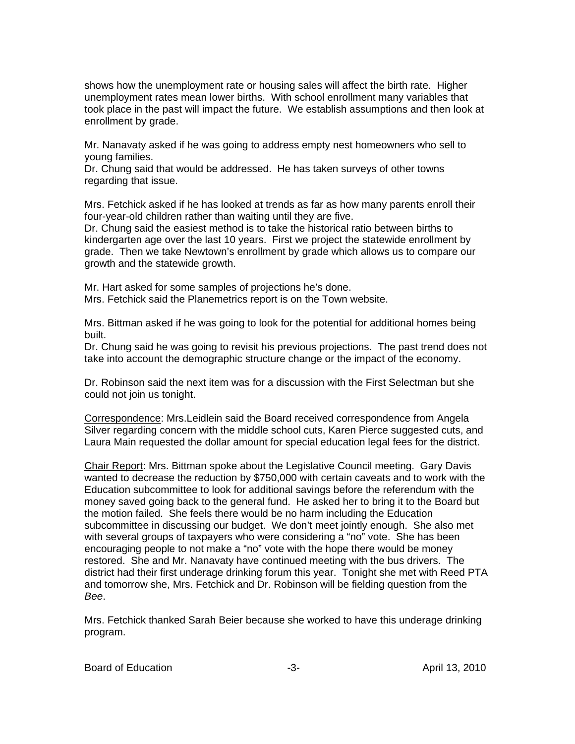shows how the unemployment rate or housing sales will affect the birth rate. Higher unemployment rates mean lower births. With school enrollment many variables that took place in the past will impact the future. We establish assumptions and then look at enrollment by grade.

Mr. Nanavaty asked if he was going to address empty nest homeowners who sell to young families.
Dr. Chung said that would be addressed. He has taken surveys of other towns regarding that issue.

Mrs. Fetchick asked if he has looked at trends as far as how many parents enroll their four-year-old children rather than waiting until they are five.
Dr. Chung said the easiest method is to take the historical ratio between births to kindergarten age over the last 10 years. First we project the statewide enrollment by grade. Then we take Newtown's enrollment by grade which allows us to compare our growth and the statewide growth.

Mr. Hart asked for some samples of projections he's done.
Mrs. Fetchick said the Planemetrics report is on the Town website.

Mrs. Bittman asked if he was going to look for the potential for additional homes being built.
Dr. Chung said he was going to revisit his previous projections. The past trend does not take into account the demographic structure change or the impact of the economy.

Dr. Robinson said the next item was for a discussion with the First Selectman but she could not join us tonight.

Correspondence: Mrs.Leidlein said the Board received correspondence from Angela Silver regarding concern with the middle school cuts, Karen Pierce suggested cuts, and Laura Main requested the dollar amount for special education legal fees for the district.

Chair Report: Mrs. Bittman spoke about the Legislative Council meeting. Gary Davis wanted to decrease the reduction by $750,000 with certain caveats and to work with the Education subcommittee to look for additional savings before the referendum with the money saved going back to the general fund. He asked her to bring it to the Board but the motion failed. She feels there would be no harm including the Education subcommittee in discussing our budget. We don't meet jointly enough. She also met with several groups of taxpayers who were considering a "no" vote. She has been encouraging people to not make a "no" vote with the hope there would be money restored. She and Mr. Nanavaty have continued meeting with the bus drivers. The district had their first underage drinking forum this year. Tonight she met with Reed PTA and tomorrow she, Mrs. Fetchick and Dr. Robinson will be fielding question from the *Bee*.

Mrs. Fetchick thanked Sarah Beier because she worked to have this underage drinking program.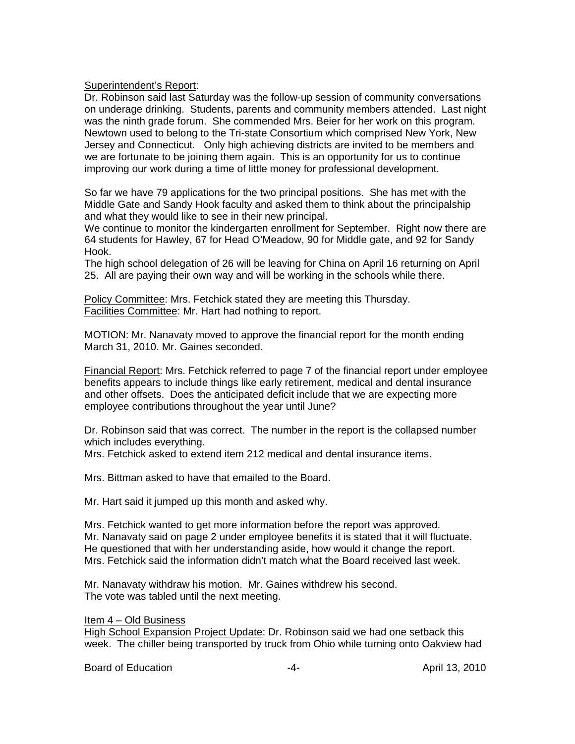Superintendent's Report:
Dr. Robinson said last Saturday was the follow-up session of community conversations on underage drinking. Students, parents and community members attended. Last night was the ninth grade forum. She commended Mrs. Beier for her work on this program. Newtown used to belong to the Tri-state Consortium which comprised New York, New Jersey and Connecticut. Only high achieving districts are invited to be members and we are fortunate to be joining them again. This is an opportunity for us to continue improving our work during a time of little money for professional development.

So far we have 79 applications for the two principal positions. She has met with the Middle Gate and Sandy Hook faculty and asked them to think about the principalship and what they would like to see in their new principal.
We continue to monitor the kindergarten enrollment for September. Right now there are 64 students for Hawley, 67 for Head O'Meadow, 90 for Middle gate, and 92 for Sandy Hook.
The high school delegation of 26 will be leaving for China on April 16 returning on April 25. All are paying their own way and will be working in the schools while there.

Policy Committee: Mrs. Fetchick stated they are meeting this Thursday.
Facilities Committee: Mr. Hart had nothing to report.

MOTION: Mr. Nanavaty moved to approve the financial report for the month ending March 31, 2010. Mr. Gaines seconded.

Financial Report: Mrs. Fetchick referred to page 7 of the financial report under employee benefits appears to include things like early retirement, medical and dental insurance and other offsets. Does the anticipated deficit include that we are expecting more employee contributions throughout the year until June?

Dr. Robinson said that was correct. The number in the report is the collapsed number which includes everything.
Mrs. Fetchick asked to extend item 212 medical and dental insurance items.

Mrs. Bittman asked to have that emailed to the Board.

Mr. Hart said it jumped up this month and asked why.

Mrs. Fetchick wanted to get more information before the report was approved.
Mr. Nanavaty said on page 2 under employee benefits it is stated that it will fluctuate. He questioned that with her understanding aside, how would it change the report.
Mrs. Fetchick said the information didn't match what the Board received last week.

Mr. Nanavaty withdraw his motion. Mr. Gaines withdrew his second.
The vote was tabled until the next meeting.

Item 4 – Old Business
High School Expansion Project Update: Dr. Robinson said we had one setback this week. The chiller being transported by truck from Ohio while turning onto Oakview had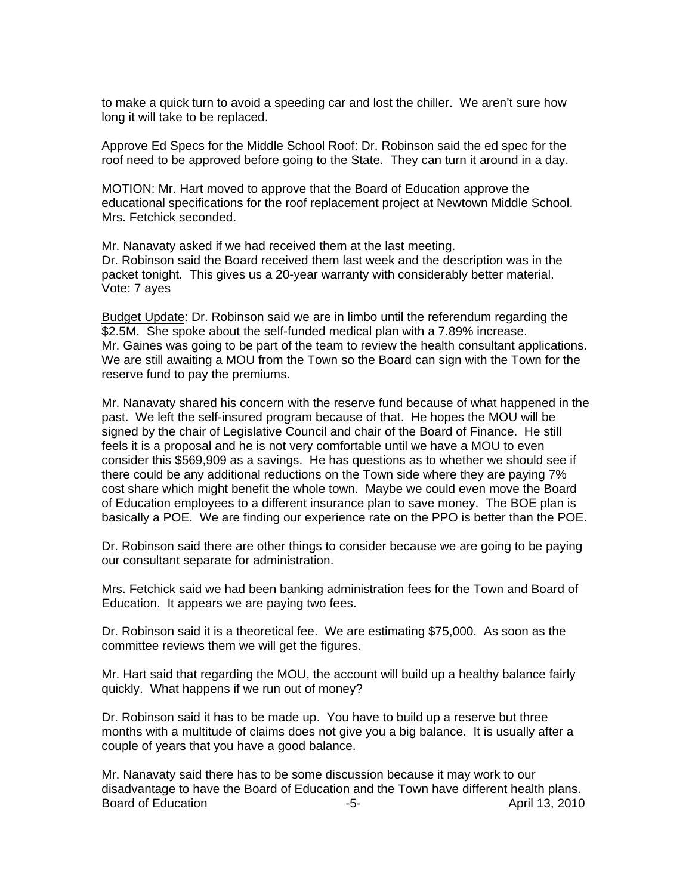to make a quick turn to avoid a speeding car and lost the chiller. We aren't sure how long it will take to be replaced.

Approve Ed Specs for the Middle School Roof: Dr. Robinson said the ed spec for the roof need to be approved before going to the State. They can turn it around in a day.

MOTION: Mr. Hart moved to approve that the Board of Education approve the educational specifications for the roof replacement project at Newtown Middle School. Mrs. Fetchick seconded.

Mr. Nanavaty asked if we had received them at the last meeting.
Dr. Robinson said the Board received them last week and the description was in the packet tonight. This gives us a 20-year warranty with considerably better material.
Vote: 7 ayes

Budget Update: Dr. Robinson said we are in limbo until the referendum regarding the $2.5M. She spoke about the self-funded medical plan with a 7.89% increase. Mr. Gaines was going to be part of the team to review the health consultant applications. We are still awaiting a MOU from the Town so the Board can sign with the Town for the reserve fund to pay the premiums.

Mr. Nanavaty shared his concern with the reserve fund because of what happened in the past. We left the self-insured program because of that. He hopes the MOU will be signed by the chair of Legislative Council and chair of the Board of Finance. He still feels it is a proposal and he is not very comfortable until we have a MOU to even consider this $569,909 as a savings. He has questions as to whether we should see if there could be any additional reductions on the Town side where they are paying 7% cost share which might benefit the whole town. Maybe we could even move the Board of Education employees to a different insurance plan to save money. The BOE plan is basically a POE. We are finding our experience rate on the PPO is better than the POE.

Dr. Robinson said there are other things to consider because we are going to be paying our consultant separate for administration.

Mrs. Fetchick said we had been banking administration fees for the Town and Board of Education. It appears we are paying two fees.

Dr. Robinson said it is a theoretical fee. We are estimating $75,000. As soon as the committee reviews them we will get the figures.

Mr. Hart said that regarding the MOU, the account will build up a healthy balance fairly quickly. What happens if we run out of money?

Dr. Robinson said it has to be made up. You have to build up a reserve but three months with a multitude of claims does not give you a big balance. It is usually after a couple of years that you have a good balance.

Mr. Nanavaty said there has to be some discussion because it may work to our disadvantage to have the Board of Education and the Town have different health plans.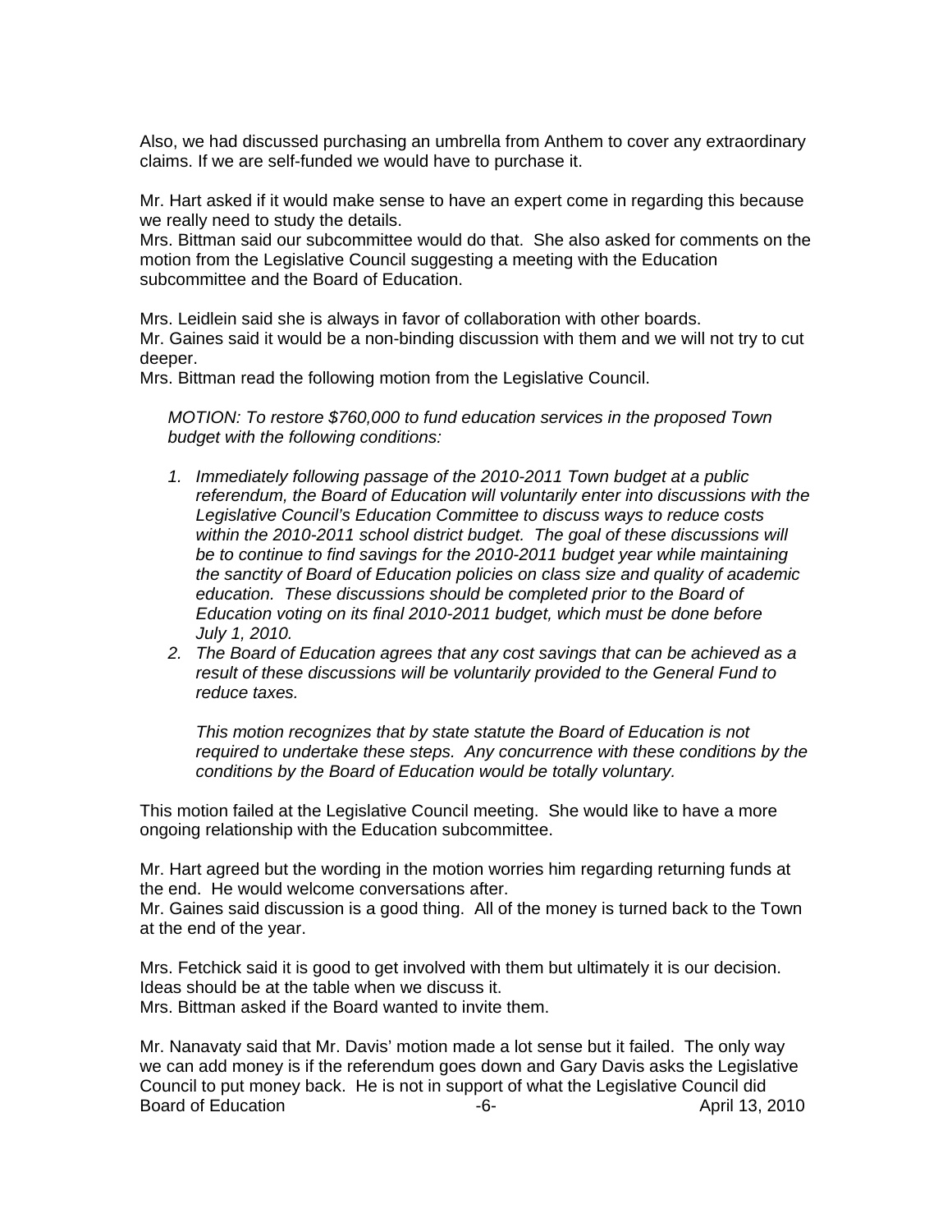Also, we had discussed purchasing an umbrella from Anthem to cover any extraordinary claims. If we are self-funded we would have to purchase it.

Mr. Hart asked if it would make sense to have an expert come in regarding this because we really need to study the details.
Mrs. Bittman said our subcommittee would do that. She also asked for comments on the motion from the Legislative Council suggesting a meeting with the Education subcommittee and the Board of Education.

Mrs. Leidlein said she is always in favor of collaboration with other boards.
Mr. Gaines said it would be a non-binding discussion with them and we will not try to cut deeper.
Mrs. Bittman read the following motion from the Legislative Council.

*MOTION: To restore $760,000 to fund education services in the proposed Town budget with the following conditions:*

1. *Immediately following passage of the 2010-2011 Town budget at a public referendum, the Board of Education will voluntarily enter into discussions with the Legislative Council's Education Committee to discuss ways to reduce costs within the 2010-2011 school district budget. The goal of these discussions will be to continue to find savings for the 2010-2011 budget year while maintaining the sanctity of Board of Education policies on class size and quality of academic education. These discussions should be completed prior to the Board of Education voting on its final 2010-2011 budget, which must be done before July 1, 2010.*
2. *The Board of Education agrees that any cost savings that can be achieved as a result of these discussions will be voluntarily provided to the General Fund to reduce taxes.*

   *This motion recognizes that by state statute the Board of Education is not required to undertake these steps. Any concurrence with these conditions by the conditions by the Board of Education would be totally voluntary.*

This motion failed at the Legislative Council meeting. She would like to have a more ongoing relationship with the Education subcommittee.

Mr. Hart agreed but the wording in the motion worries him regarding returning funds at the end. He would welcome conversations after.
Mr. Gaines said discussion is a good thing. All of the money is turned back to the Town at the end of the year.

Mrs. Fetchick said it is good to get involved with them but ultimately it is our decision. Ideas should be at the table when we discuss it.
Mrs. Bittman asked if the Board wanted to invite them.

Mr. Nanavaty said that Mr. Davis' motion made a lot sense but it failed. The only way we can add money is if the referendum goes down and Gary Davis asks the Legislative Council to put money back. He is not in support of what the Legislative Council did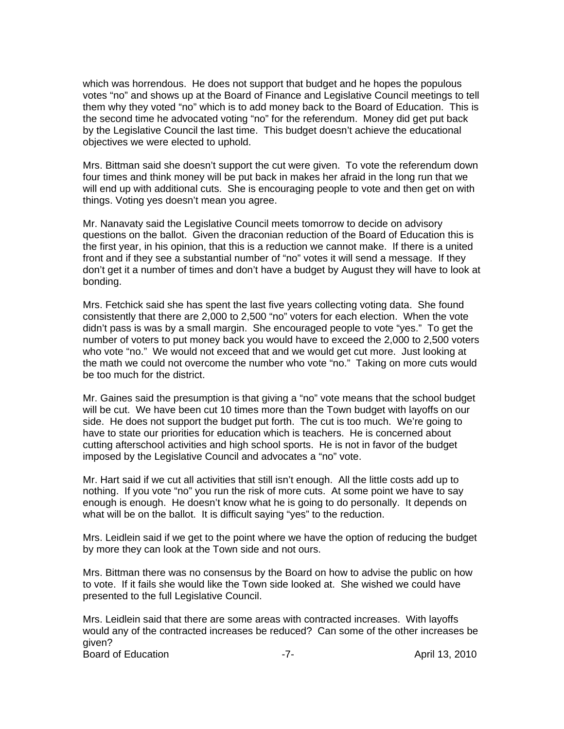which was horrendous. He does not support that budget and he hopes the populous votes "no" and shows up at the Board of Finance and Legislative Council meetings to tell them why they voted "no" which is to add money back to the Board of Education. This is the second time he advocated voting "no" for the referendum. Money did get put back by the Legislative Council the last time. This budget doesn't achieve the educational objectives we were elected to uphold.

Mrs. Bittman said she doesn't support the cut were given. To vote the referendum down four times and think money will be put back in makes her afraid in the long run that we will end up with additional cuts. She is encouraging people to vote and then get on with things. Voting yes doesn't mean you agree.

Mr. Nanavaty said the Legislative Council meets tomorrow to decide on advisory questions on the ballot. Given the draconian reduction of the Board of Education this is the first year, in his opinion, that this is a reduction we cannot make. If there is a united front and if they see a substantial number of "no" votes it will send a message. If they don't get it a number of times and don't have a budget by August they will have to look at bonding.

Mrs. Fetchick said she has spent the last five years collecting voting data. She found consistently that there are 2,000 to 2,500 "no" voters for each election. When the vote didn't pass is was by a small margin. She encouraged people to vote "yes." To get the number of voters to put money back you would have to exceed the 2,000 to 2,500 voters who vote "no." We would not exceed that and we would get cut more. Just looking at the math we could not overcome the number who vote "no." Taking on more cuts would be too much for the district.

Mr. Gaines said the presumption is that giving a "no" vote means that the school budget will be cut. We have been cut 10 times more than the Town budget with layoffs on our side. He does not support the budget put forth. The cut is too much. We're going to have to state our priorities for education which is teachers. He is concerned about cutting afterschool activities and high school sports. He is not in favor of the budget imposed by the Legislative Council and advocates a "no" vote.

Mr. Hart said if we cut all activities that still isn't enough. All the little costs add up to nothing. If you vote "no" you run the risk of more cuts. At some point we have to say enough is enough. He doesn't know what he is going to do personally. It depends on what will be on the ballot. It is difficult saying "yes" to the reduction.

Mrs. Leidlein said if we get to the point where we have the option of reducing the budget by more they can look at the Town side and not ours.

Mrs. Bittman there was no consensus by the Board on how to advise the public on how to vote. If it fails she would like the Town side looked at. She wished we could have presented to the full Legislative Council.

Mrs. Leidlein said that there are some areas with contracted increases. With layoffs would any of the contracted increases be reduced? Can some of the other increases be given?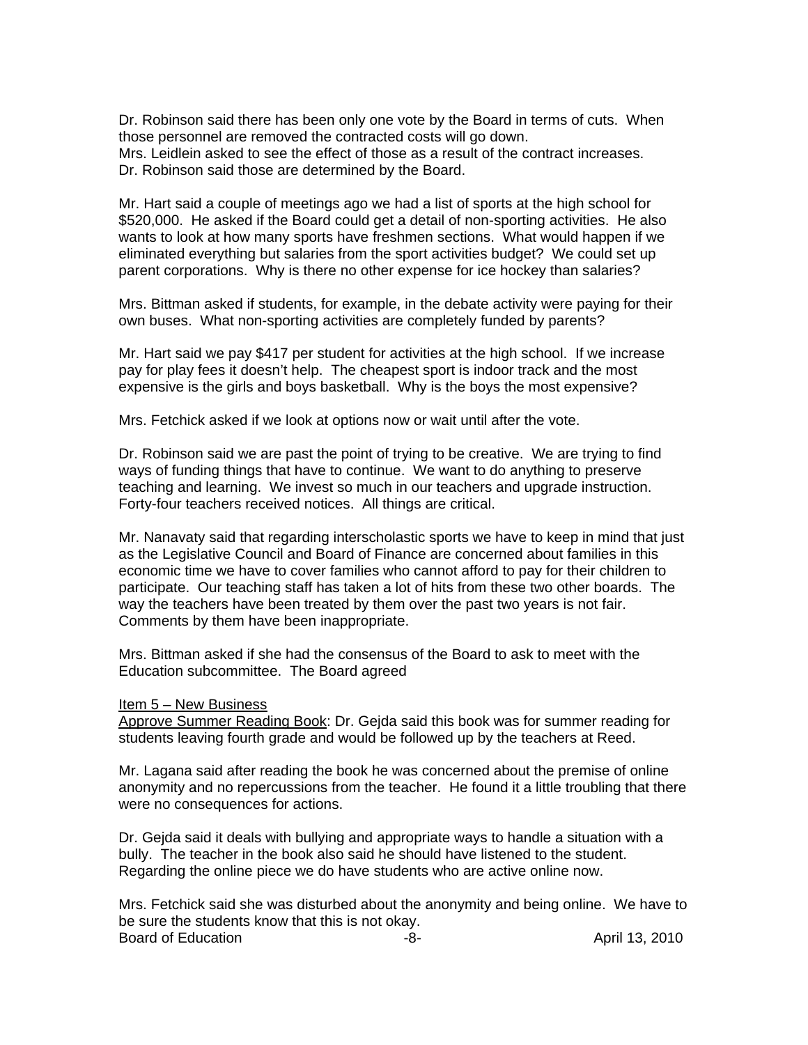Dr. Robinson said there has been only one vote by the Board in terms of cuts. When those personnel are removed the contracted costs will go down.
Mrs. Leidlein asked to see the effect of those as a result of the contract increases.
Dr. Robinson said those are determined by the Board.

Mr. Hart said a couple of meetings ago we had a list of sports at the high school for $520,000. He asked if the Board could get a detail of non-sporting activities. He also wants to look at how many sports have freshmen sections. What would happen if we eliminated everything but salaries from the sport activities budget? We could set up parent corporations. Why is there no other expense for ice hockey than salaries?

Mrs. Bittman asked if students, for example, in the debate activity were paying for their own buses. What non-sporting activities are completely funded by parents?

Mr. Hart said we pay $417 per student for activities at the high school. If we increase pay for play fees it doesn't help. The cheapest sport is indoor track and the most expensive is the girls and boys basketball. Why is the boys the most expensive?

Mrs. Fetchick asked if we look at options now or wait until after the vote.

Dr. Robinson said we are past the point of trying to be creative. We are trying to find ways of funding things that have to continue. We want to do anything to preserve teaching and learning. We invest so much in our teachers and upgrade instruction. Forty-four teachers received notices. All things are critical.

Mr. Nanavaty said that regarding interscholastic sports we have to keep in mind that just as the Legislative Council and Board of Finance are concerned about families in this economic time we have to cover families who cannot afford to pay for their children to participate. Our teaching staff has taken a lot of hits from these two other boards. The way the teachers have been treated by them over the past two years is not fair. Comments by them have been inappropriate.

Mrs. Bittman asked if she had the consensus of the Board to ask to meet with the Education subcommittee. The Board agreed

Item 5 – New Business
Approve Summer Reading Book: Dr. Gejda said this book was for summer reading for students leaving fourth grade and would be followed up by the teachers at Reed.

Mr. Lagana said after reading the book he was concerned about the premise of online anonymity and no repercussions from the teacher. He found it a little troubling that there were no consequences for actions.

Dr. Gejda said it deals with bullying and appropriate ways to handle a situation with a bully. The teacher in the book also said he should have listened to the student. Regarding the online piece we do have students who are active online now.

Mrs. Fetchick said she was disturbed about the anonymity and being online. We have to be sure the students know that this is not okay.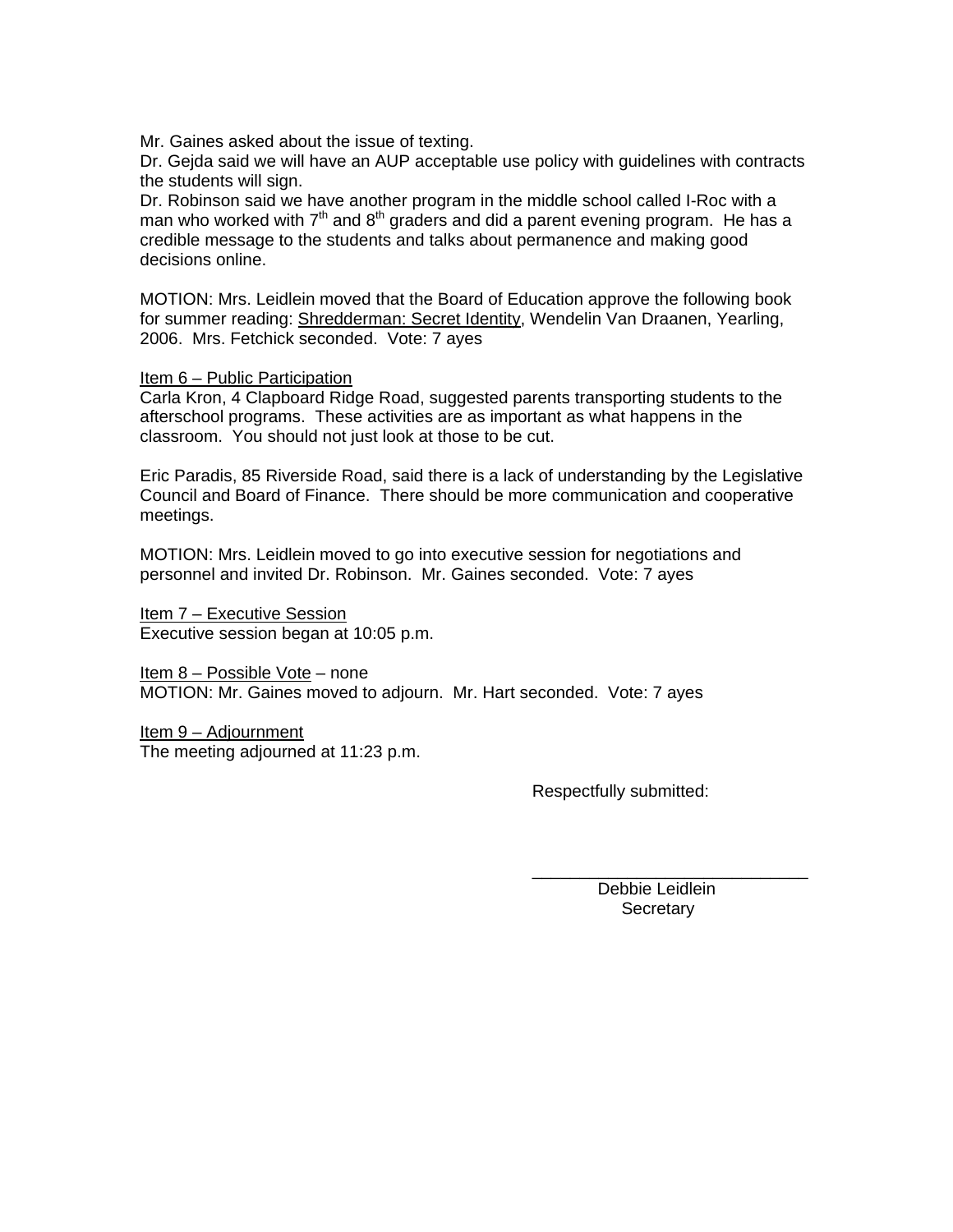Mr. Gaines asked about the issue of texting.
Dr. Gejda said we will have an AUP acceptable use policy with guidelines with contracts the students will sign.
Dr. Robinson said we have another program in the middle school called I-Roc with a man who worked with 7th and 8th graders and did a parent evening program. He has a credible message to the students and talks about permanence and making good decisions online.

MOTION: Mrs. Leidlein moved that the Board of Education approve the following book for summer reading: Shredderman: Secret Identity, Wendelin Van Draanen, Yearling, 2006. Mrs. Fetchick seconded. Vote: 7 ayes

Item 6 – Public Participation
Carla Kron, 4 Clapboard Ridge Road, suggested parents transporting students to the afterschool programs. These activities are as important as what happens in the classroom. You should not just look at those to be cut.

Eric Paradis, 85 Riverside Road, said there is a lack of understanding by the Legislative Council and Board of Finance. There should be more communication and cooperative meetings.

MOTION: Mrs. Leidlein moved to go into executive session for negotiations and personnel and invited Dr. Robinson. Mr. Gaines seconded. Vote: 7 ayes

Item 7 – Executive Session
Executive session began at 10:05 p.m.

Item 8 – Possible Vote – none
MOTION: Mr. Gaines moved to adjourn. Mr. Hart seconded. Vote: 7 ayes

Item 9 – Adjournment
The meeting adjourned at 11:23 p.m.

Respectfully submitted:

\_\_\_\_\_\_\_\_\_\_\_\_\_\_\_\_\_\_\_\_\_\_\_\_\_\_\_\_\_\_

Debbie Leidlein
Secretary